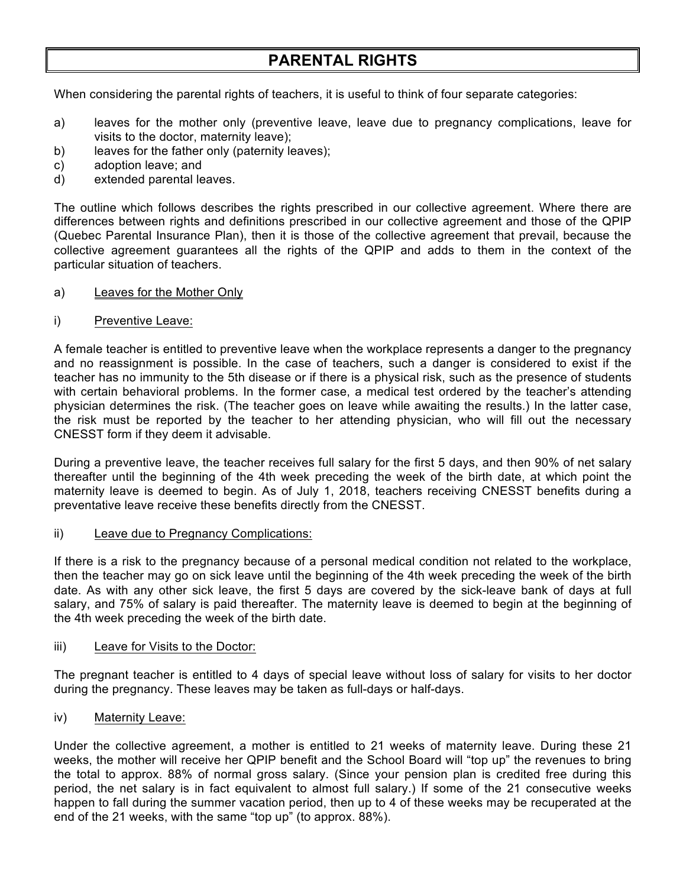# PARENTAL RIGHTS

When considering the parental rights of teachers, it is useful to think of four separate categories:

a) leaves for the mother only (preventive leave, leave due to pregnancy complications, leave for visits to the doctor, maternity leave);
b) leaves for the father only (paternity leaves);
c) adoption leave; and
d) extended parental leaves.

The outline which follows describes the rights prescribed in our collective agreement. Where there are differences between rights and definitions prescribed in our collective agreement and those of the QPIP (Quebec Parental Insurance Plan), then it is those of the collective agreement that prevail, because the collective agreement guarantees all the rights of the QPIP and adds to them in the context of the particular situation of teachers.

## a) Leaves for the Mother Only

### i) Preventive Leave:

A female teacher is entitled to preventive leave when the workplace represents a danger to the pregnancy and no reassignment is possible. In the case of teachers, such a danger is considered to exist if the teacher has no immunity to the 5th disease or if there is a physical risk, such as the presence of students with certain behavioral problems. In the former case, a medical test ordered by the teacher's attending physician determines the risk. (The teacher goes on leave while awaiting the results.) In the latter case, the risk must be reported by the teacher to her attending physician, who will fill out the necessary CNESST form if they deem it advisable.

During a preventive leave, the teacher receives full salary for the first 5 days, and then 90% of net salary thereafter until the beginning of the 4th week preceding the week of the birth date, at which point the maternity leave is deemed to begin. As of July 1, 2018, teachers receiving CNESST benefits during a preventative leave receive these benefits directly from the CNESST.

### ii) Leave due to Pregnancy Complications:

If there is a risk to the pregnancy because of a personal medical condition not related to the workplace, then the teacher may go on sick leave until the beginning of the 4th week preceding the week of the birth date. As with any other sick leave, the first 5 days are covered by the sick-leave bank of days at full salary, and 75% of salary is paid thereafter. The maternity leave is deemed to begin at the beginning of the 4th week preceding the week of the birth date.

### iii) Leave for Visits to the Doctor:

The pregnant teacher is entitled to 4 days of special leave without loss of salary for visits to her doctor during the pregnancy. These leaves may be taken as full-days or half-days.

### iv) Maternity Leave:

Under the collective agreement, a mother is entitled to 21 weeks of maternity leave. During these 21 weeks, the mother will receive her QPIP benefit and the School Board will "top up" the revenues to bring the total to approx. 88% of normal gross salary. (Since your pension plan is credited free during this period, the net salary is in fact equivalent to almost full salary.) If some of the 21 consecutive weeks happen to fall during the summer vacation period, then up to 4 of these weeks may be recuperated at the end of the 21 weeks, with the same "top up" (to approx. 88%).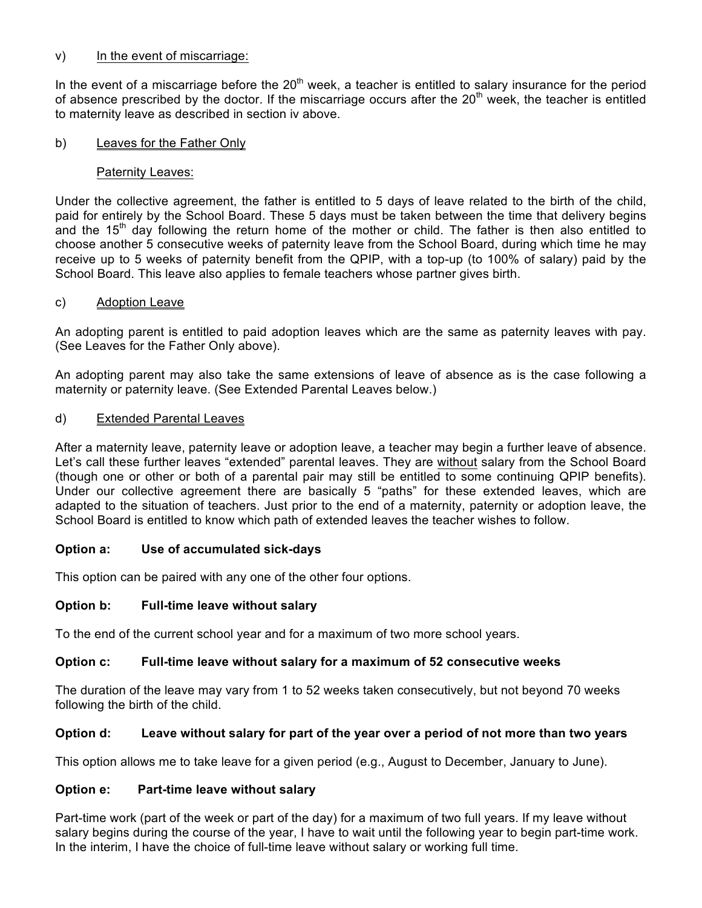v) In the event of miscarriage:

In the event of a miscarriage before the 20th week, a teacher is entitled to salary insurance for the period of absence prescribed by the doctor. If the miscarriage occurs after the 20th week, the teacher is entitled to maternity leave as described in section iv above.

b) Leaves for the Father Only

Paternity Leaves:

Under the collective agreement, the father is entitled to 5 days of leave related to the birth of the child, paid for entirely by the School Board. These 5 days must be taken between the time that delivery begins and the 15th day following the return home of the mother or child. The father is then also entitled to choose another 5 consecutive weeks of paternity leave from the School Board, during which time he may receive up to 5 weeks of paternity benefit from the QPIP, with a top-up (to 100% of salary) paid by the School Board. This leave also applies to female teachers whose partner gives birth.

c) Adoption Leave

An adopting parent is entitled to paid adoption leaves which are the same as paternity leaves with pay. (See Leaves for the Father Only above).

An adopting parent may also take the same extensions of leave of absence as is the case following a maternity or paternity leave. (See Extended Parental Leaves below.)

d) Extended Parental Leaves

After a maternity leave, paternity leave or adoption leave, a teacher may begin a further leave of absence. Let's call these further leaves "extended" parental leaves. They are without salary from the School Board (though one or other or both of a parental pair may still be entitled to some continuing QPIP benefits). Under our collective agreement there are basically 5 "paths" for these extended leaves, which are adapted to the situation of teachers. Just prior to the end of a maternity, paternity or adoption leave, the School Board is entitled to know which path of extended leaves the teacher wishes to follow.

**Option a: Use of accumulated sick-days**

This option can be paired with any one of the other four options.

**Option b: Full-time leave without salary**

To the end of the current school year and for a maximum of two more school years.

**Option c: Full-time leave without salary for a maximum of 52 consecutive weeks**

The duration of the leave may vary from 1 to 52 weeks taken consecutively, but not beyond 70 weeks following the birth of the child.

**Option d: Leave without salary for part of the year over a period of not more than two years**

This option allows me to take leave for a given period (e.g., August to December, January to June).

**Option e: Part-time leave without salary**

Part-time work (part of the week or part of the day) for a maximum of two full years. If my leave without salary begins during the course of the year, I have to wait until the following year to begin part-time work. In the interim, I have the choice of full-time leave without salary or working full time.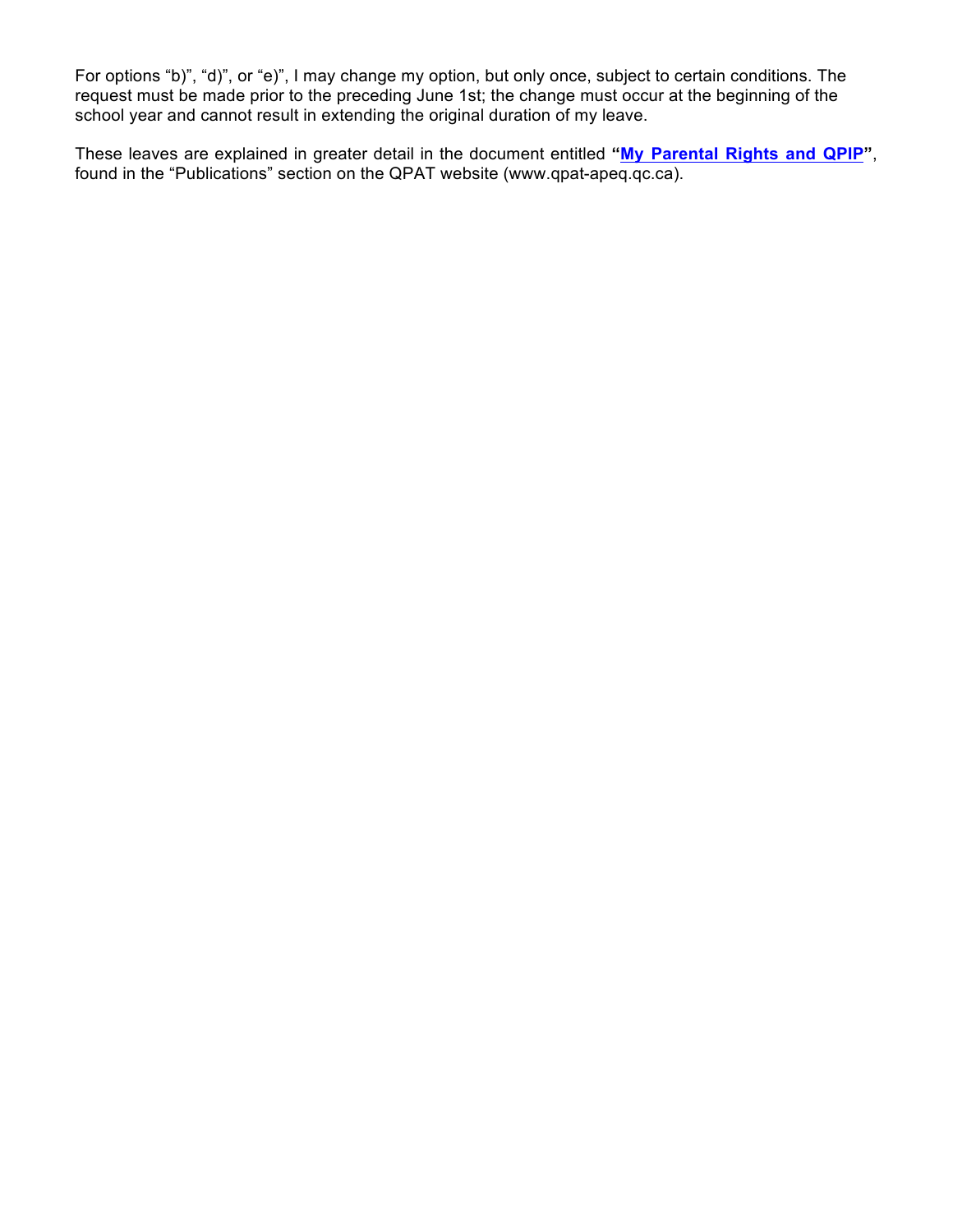For options “b)”, “d)”, or “e)”, I may change my option, but only once, subject to certain conditions. The request must be made prior to the preceding June 1st; the change must occur at the beginning of the school year and cannot result in extending the original duration of my leave.

These leaves are explained in greater detail in the document entitled **“My Parental Rights and QPIP”**, found in the “Publications” section on the QPAT website (www.qpat-apeq.qc.ca).